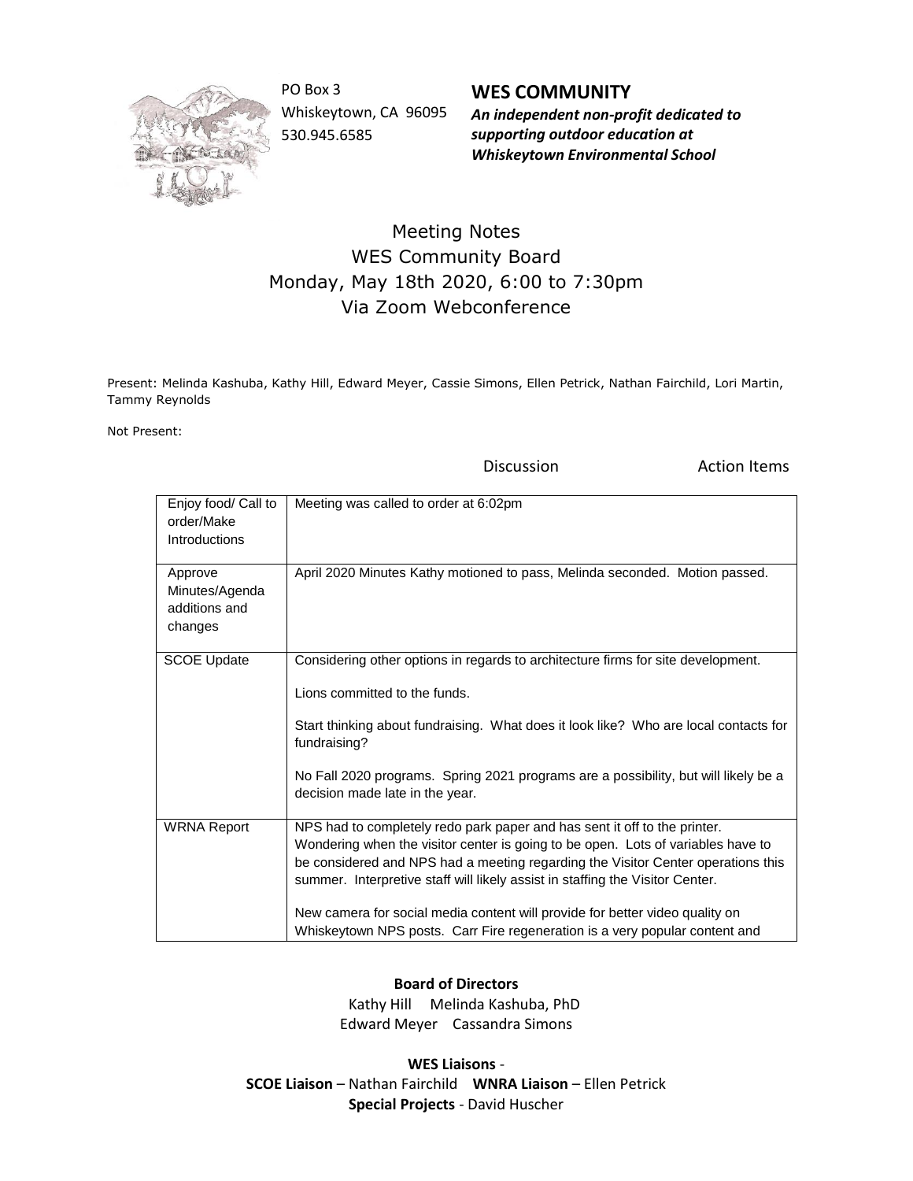PO Box 3
Whiskeytown, CA 96095
530.945.6585

**WES COMMUNITY**

***An independent non-profit dedicated to supporting outdoor education at Whiskeytown Environmental School***

# Meeting Notes
## WES Community Board
## Monday, May 18th 2020, 6:00 to 7:30pm
## Via Zoom Webconference

Present: Melinda Kashuba, Kathy Hill, Edward Meyer, Cassie Simons, Ellen Petrick, Nathan Fairchild, Lori Martin, Tammy Reynolds

Not Present:

| | Discussion | Action Items |
|---|---|---|
| Enjoy food/ Call to order/Make Introductions | Meeting was called to order at 6:02pm | |
| Approve Minutes/Agenda additions and changes | April 2020 Minutes Kathy motioned to pass, Melinda seconded. Motion passed. | |
| SCOE Update | Considering other options in regards to architecture firms for site development.<br><br>Lions committed to the funds.<br><br>Start thinking about fundraising. What does it look like? Who are local contacts for fundraising?<br><br>No Fall 2020 programs. Spring 2021 programs are a possibility, but will likely be a decision made late in the year. | |
| WRNA Report | NPS had to completely redo park paper and has sent it off to the printer. Wondering when the visitor center is going to be open. Lots of variables have to be considered and NPS had a meeting regarding the Visitor Center operations this summer. Interpretive staff will likely assist in staffing the Visitor Center.<br><br>New camera for social media content will provide for better video quality on Whiskeytown NPS posts. Carr Fire regeneration is a very popular content and | |

**Board of Directors**
Kathy Hill Melinda Kashuba, PhD
Edward Meyer Cassandra Simons

**WES Liaisons** -
**SCOE Liaison** – Nathan Fairchild **WNRA Liaison** – Ellen Petrick
**Special Projects** - David Huscher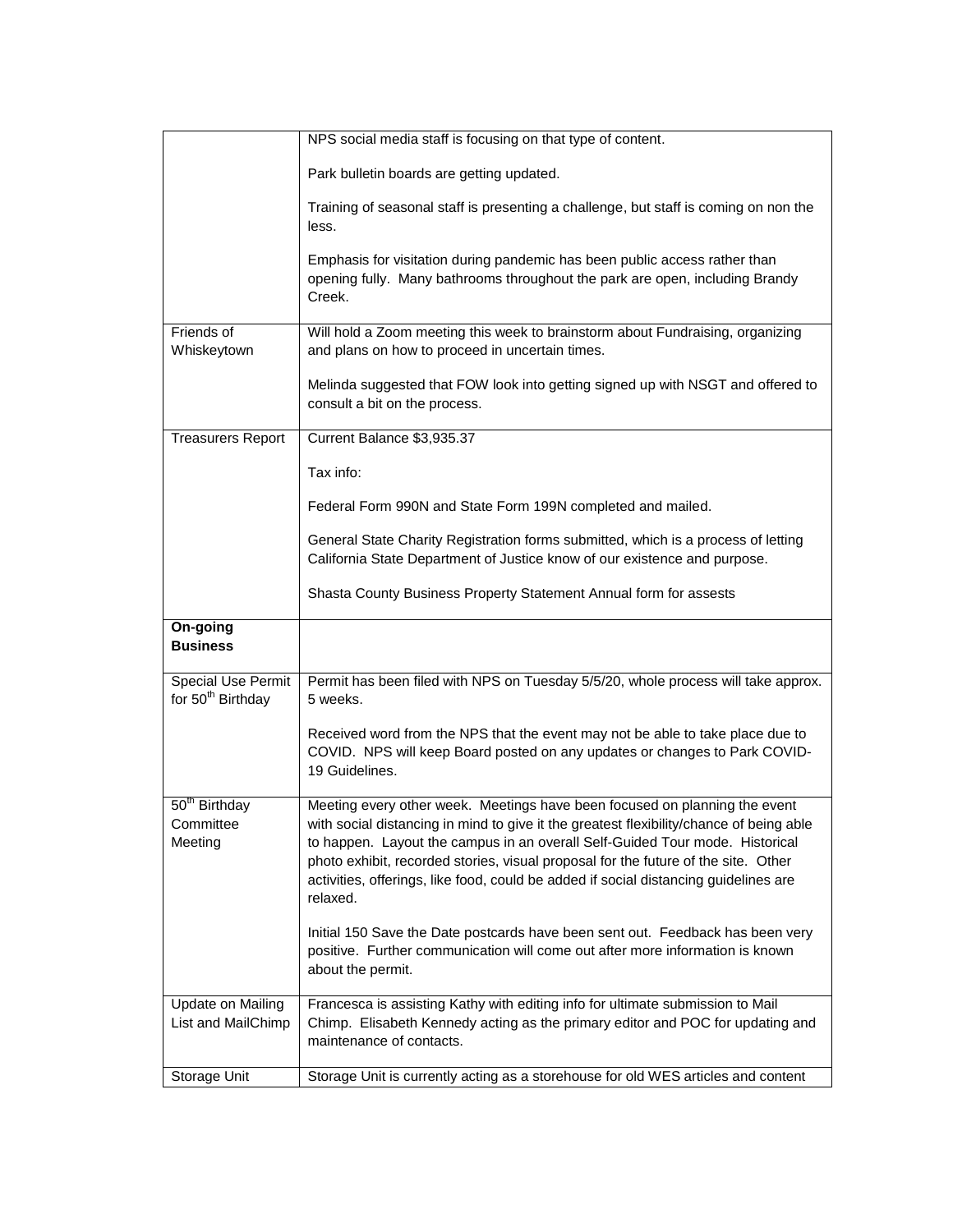| | |
|---|---|
| | NPS social media staff is focusing on that type of content.<br><br>Park bulletin boards are getting updated.<br><br>Training of seasonal staff is presenting a challenge, but staff is coming on non the less.<br><br>Emphasis for visitation during pandemic has been public access rather than opening fully. Many bathrooms throughout the park are open, including Brandy Creek. |
| Friends of Whiskeytown | Will hold a Zoom meeting this week to brainstorm about Fundraising, organizing and plans on how to proceed in uncertain times.<br><br>Melinda suggested that FOW look into getting signed up with NSGT and offered to consult a bit on the process. |
| Treasurers Report | Current Balance $3,935.37<br><br>Tax info:<br><br>Federal Form 990N and State Form 199N completed and mailed.<br><br>General State Charity Registration forms submitted, which is a process of letting California State Department of Justice know of our existence and purpose.<br><br>Shasta County Business Property Statement Annual form for assests |
| **On-going Business** | |
| Special Use Permit for 50th Birthday | Permit has been filed with NPS on Tuesday 5/5/20, whole process will take approx. 5 weeks.<br><br>Received word from the NPS that the event may not be able to take place due to COVID. NPS will keep Board posted on any updates or changes to Park COVID-19 Guidelines. |
| 50th Birthday Committee Meeting | Meeting every other week. Meetings have been focused on planning the event with social distancing in mind to give it the greatest flexibility/chance of being able to happen. Layout the campus in an overall Self-Guided Tour mode. Historical photo exhibit, recorded stories, visual proposal for the future of the site. Other activities, offerings, like food, could be added if social distancing guidelines are relaxed.<br><br>Initial 150 Save the Date postcards have been sent out. Feedback has been very positive. Further communication will come out after more information is known about the permit. |
| Update on Mailing List and MailChimp | Francesca is assisting Kathy with editing info for ultimate submission to Mail Chimp. Elisabeth Kennedy acting as the primary editor and POC for updating and maintenance of contacts. |
| Storage Unit | Storage Unit is currently acting as a storehouse for old WES articles and content |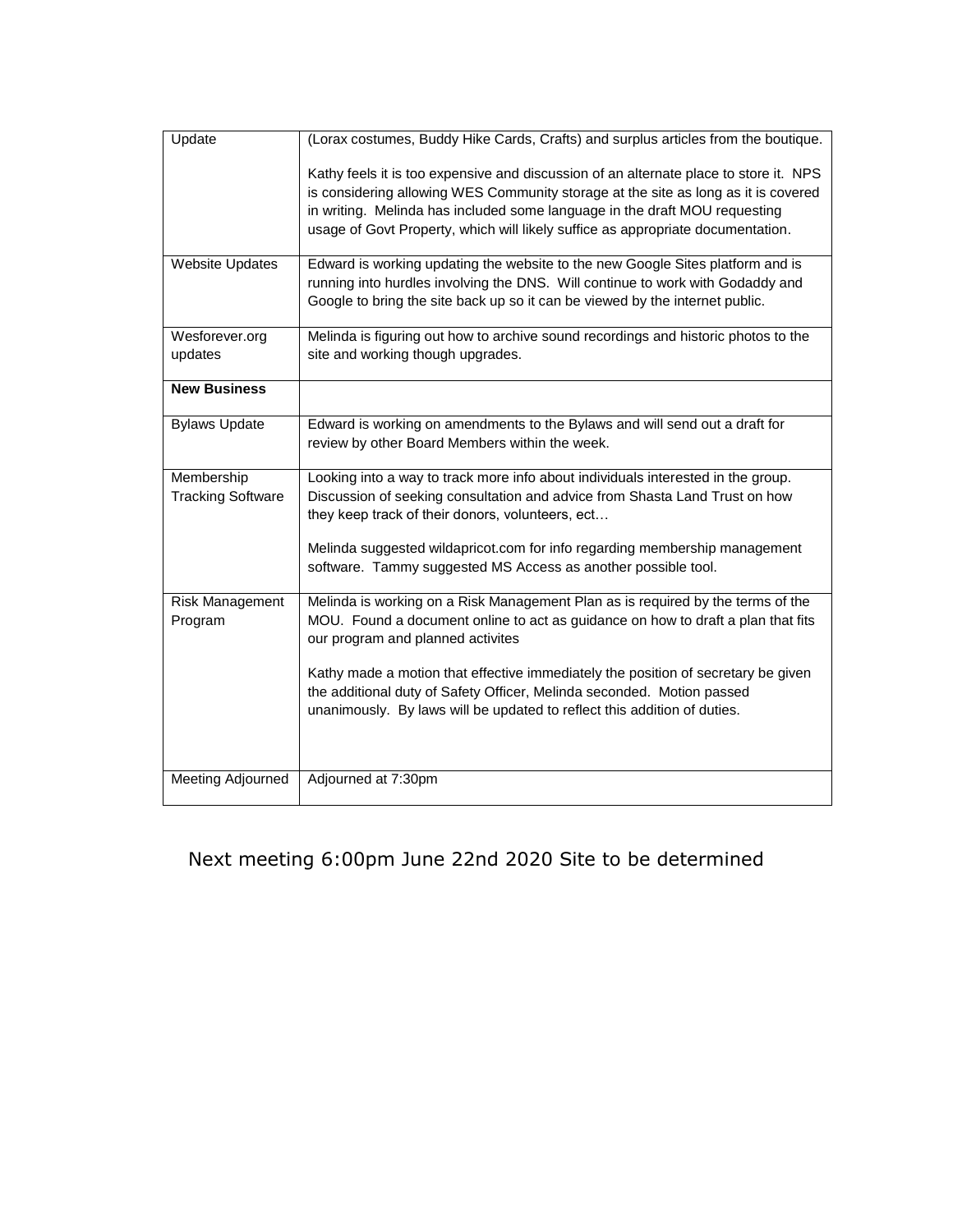| | |
|---|---|
| Update | (Lorax costumes, Buddy Hike Cards, Crafts) and surplus articles from the boutique.<br><br>Kathy feels it is too expensive and discussion of an alternate place to store it. NPS is considering allowing WES Community storage at the site as long as it is covered in writing. Melinda has included some language in the draft MOU requesting usage of Govt Property, which will likely suffice as appropriate documentation. |
| Website Updates | Edward is working updating the website to the new Google Sites platform and is running into hurdles involving the DNS. Will continue to work with Godaddy and Google to bring the site back up so it can be viewed by the internet public. |
| Wesforever.org updates | Melinda is figuring out how to archive sound recordings and historic photos to the site and working though upgrades. |
| **New Business** | |
| Bylaws Update | Edward is working on amendments to the Bylaws and will send out a draft for review by other Board Members within the week. |
| Membership Tracking Software | Looking into a way to track more info about individuals interested in the group. Discussion of seeking consultation and advice from Shasta Land Trust on how they keep track of their donors, volunteers, ect…<br><br>Melinda suggested wildapricot.com for info regarding membership management software. Tammy suggested MS Access as another possible tool. |
| Risk Management Program | Melinda is working on a Risk Management Plan as is required by the terms of the MOU. Found a document online to act as guidance on how to draft a plan that fits our program and planned activites<br><br>Kathy made a motion that effective immediately the position of secretary be given the additional duty of Safety Officer, Melinda seconded. Motion passed unanimously. By laws will be updated to reflect this addition of duties. |
| Meeting Adjourned | Adjourned at 7:30pm |

Next meeting 6:00pm June 22nd 2020 Site to be determined